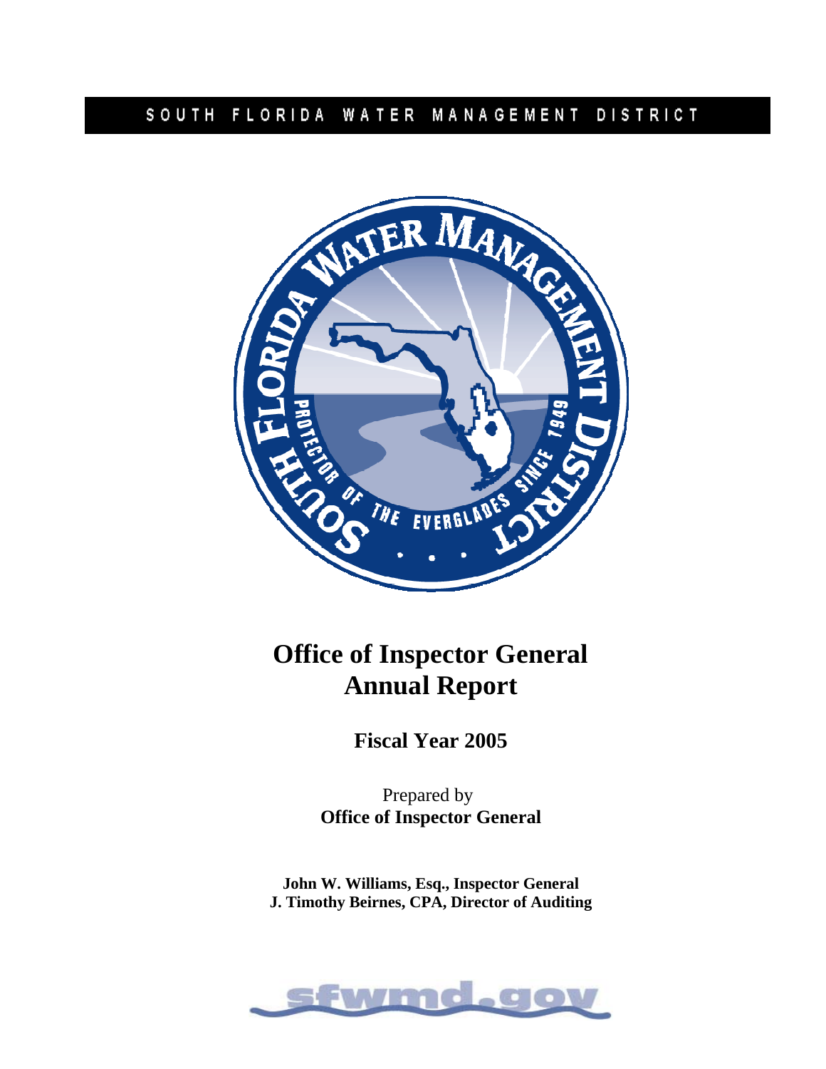SOUTH FLORIDA WATER MANAGEMENT DISTRICT

# Office of Inspector General Annual Report

## Fiscal Year 2005

Prepared by
**Office of Inspector General**

**John W. Williams, Esq., Inspector General**
**J. Timothy Beirnes, CPA, Director of Auditing**

sfwmd.gov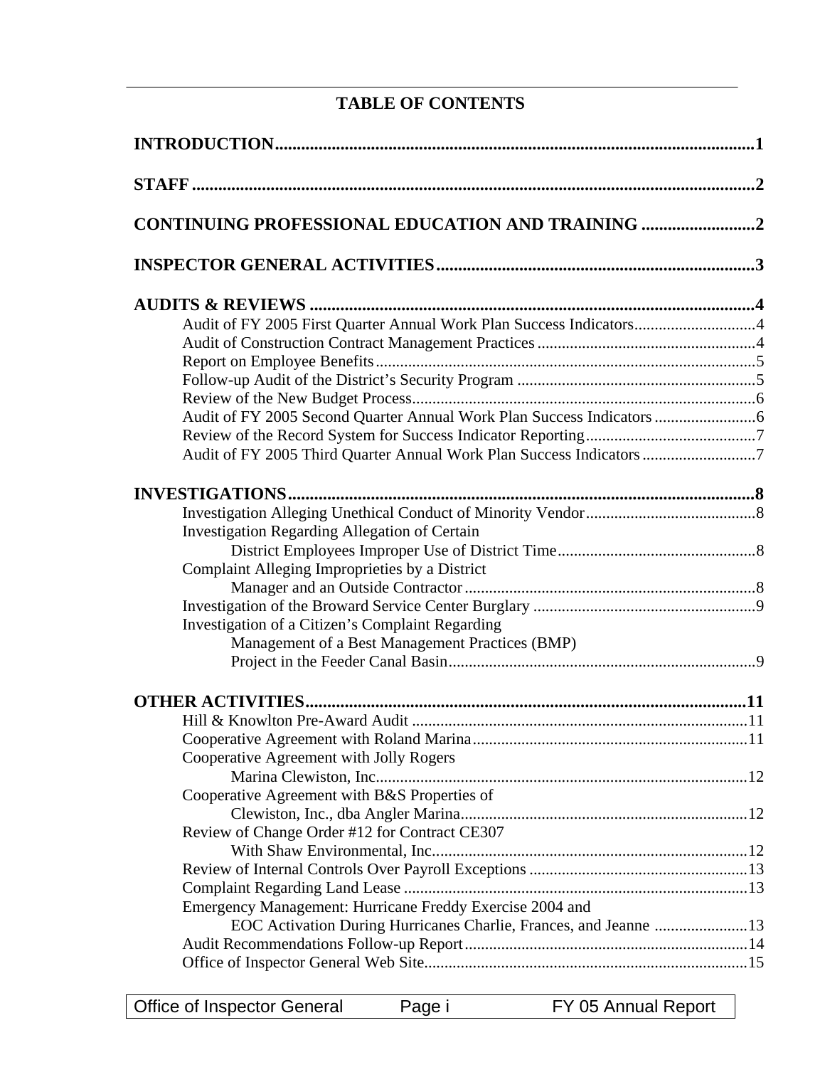# TABLE OF CONTENTS

**INTRODUCTION**..........1

**STAFF**..........2

**CONTINUING PROFESSIONAL EDUCATION AND TRAINING**..........2

**INSPECTOR GENERAL ACTIVITIES**..........3

**AUDITS & REVIEWS**..........4

- Audit of FY 2005 First Quarter Annual Work Plan Success Indicators..........4
- Audit of Construction Contract Management Practices..........4
- Report on Employee Benefits..........5
- Follow-up Audit of the District's Security Program..........5
- Review of the New Budget Process..........6
- Audit of FY 2005 Second Quarter Annual Work Plan Success Indicators..........6
- Review of the Record System for Success Indicator Reporting..........7
- Audit of FY 2005 Third Quarter Annual Work Plan Success Indicators..........7

**INVESTIGATIONS**..........8

- Investigation Alleging Unethical Conduct of Minority Vendor..........8
- Investigation Regarding Allegation of Certain District Employees Improper Use of District Time..........8
- Complaint Alleging Improprieties by a District Manager and an Outside Contractor..........8
- Investigation of the Broward Service Center Burglary..........9
- Investigation of a Citizen's Complaint Regarding Management of a Best Management Practices (BMP) Project in the Feeder Canal Basin..........9

**OTHER ACTIVITIES**..........11

- Hill & Knowlton Pre-Award Audit..........11
- Cooperative Agreement with Roland Marina..........11
- Cooperative Agreement with Jolly Rogers Marina Clewiston, Inc..........12
- Cooperative Agreement with B&S Properties of Clewiston, Inc., dba Angler Marina..........12
- Review of Change Order #12 for Contract CE307 With Shaw Environmental, Inc..........12
- Review of Internal Controls Over Payroll Exceptions..........13
- Complaint Regarding Land Lease..........13
- Emergency Management: Hurricane Freddy Exercise 2004 and EOC Activation During Hurricanes Charlie, Frances, and Jeanne..........13
- Audit Recommendations Follow-up Report..........14
- Office of Inspector General Web Site..........15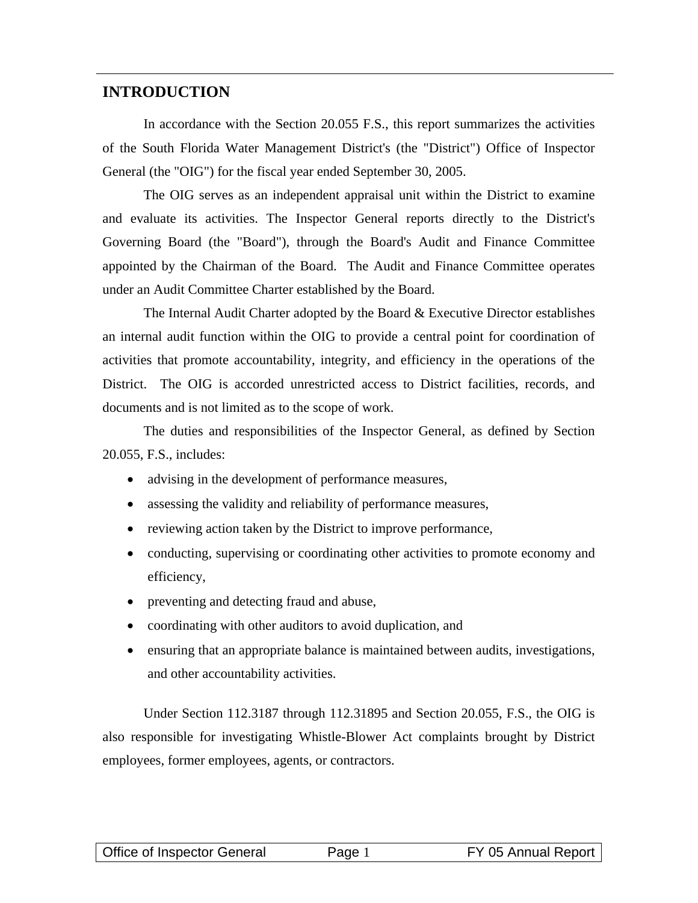## INTRODUCTION

In accordance with the Section 20.055 F.S., this report summarizes the activities of the South Florida Water Management District's (the "District") Office of Inspector General (the "OIG") for the fiscal year ended September 30, 2005.

The OIG serves as an independent appraisal unit within the District to examine and evaluate its activities. The Inspector General reports directly to the District's Governing Board (the "Board"), through the Board's Audit and Finance Committee appointed by the Chairman of the Board. The Audit and Finance Committee operates under an Audit Committee Charter established by the Board.

The Internal Audit Charter adopted by the Board & Executive Director establishes an internal audit function within the OIG to provide a central point for coordination of activities that promote accountability, integrity, and efficiency in the operations of the District. The OIG is accorded unrestricted access to District facilities, records, and documents and is not limited as to the scope of work.

The duties and responsibilities of the Inspector General, as defined by Section 20.055, F.S., includes:

- advising in the development of performance measures,
- assessing the validity and reliability of performance measures,
- reviewing action taken by the District to improve performance,
- conducting, supervising or coordinating other activities to promote economy and efficiency,
- preventing and detecting fraud and abuse,
- coordinating with other auditors to avoid duplication, and
- ensuring that an appropriate balance is maintained between audits, investigations, and other accountability activities.

Under Section 112.3187 through 112.31895 and Section 20.055, F.S., the OIG is also responsible for investigating Whistle-Blower Act complaints brought by District employees, former employees, agents, or contractors.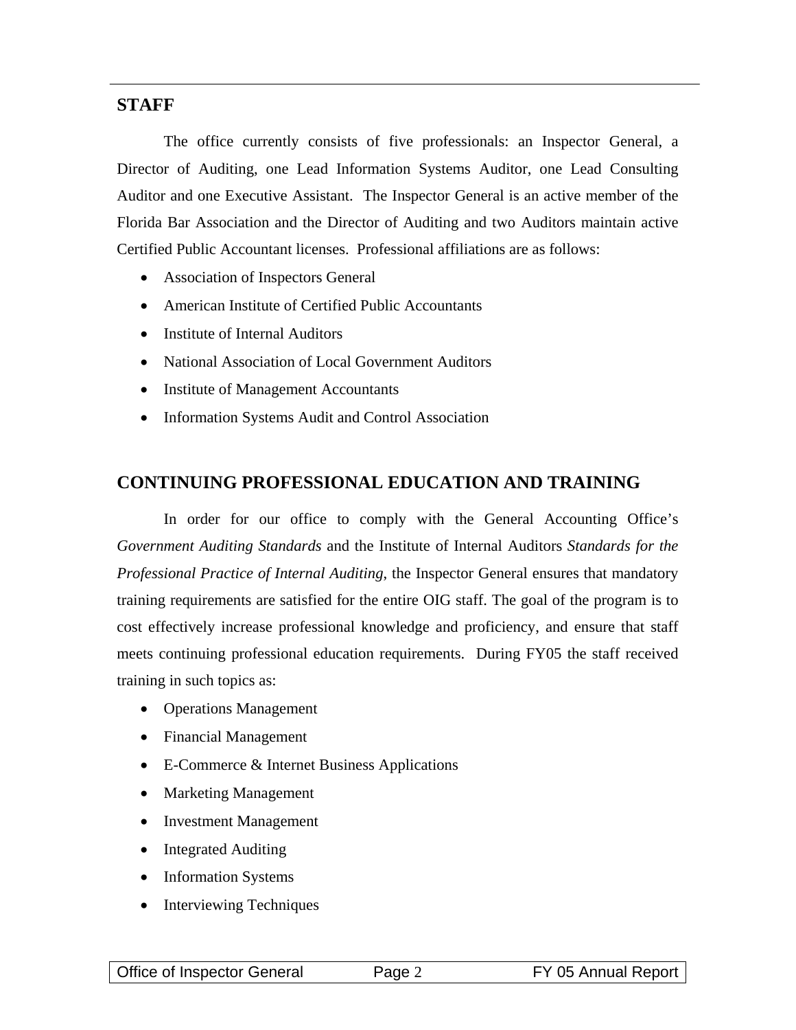## STAFF

The office currently consists of five professionals: an Inspector General, a Director of Auditing, one Lead Information Systems Auditor, one Lead Consulting Auditor and one Executive Assistant. The Inspector General is an active member of the Florida Bar Association and the Director of Auditing and two Auditors maintain active Certified Public Accountant licenses. Professional affiliations are as follows:

- Association of Inspectors General
- American Institute of Certified Public Accountants
- Institute of Internal Auditors
- National Association of Local Government Auditors
- Institute of Management Accountants
- Information Systems Audit and Control Association

## CONTINUING PROFESSIONAL EDUCATION AND TRAINING

In order for our office to comply with the General Accounting Office's *Government Auditing Standards* and the Institute of Internal Auditors *Standards for the Professional Practice of Internal Auditing*, the Inspector General ensures that mandatory training requirements are satisfied for the entire OIG staff. The goal of the program is to cost effectively increase professional knowledge and proficiency, and ensure that staff meets continuing professional education requirements. During FY05 the staff received training in such topics as:

- Operations Management
- Financial Management
- E-Commerce & Internet Business Applications
- Marketing Management
- Investment Management
- Integrated Auditing
- Information Systems
- Interviewing Techniques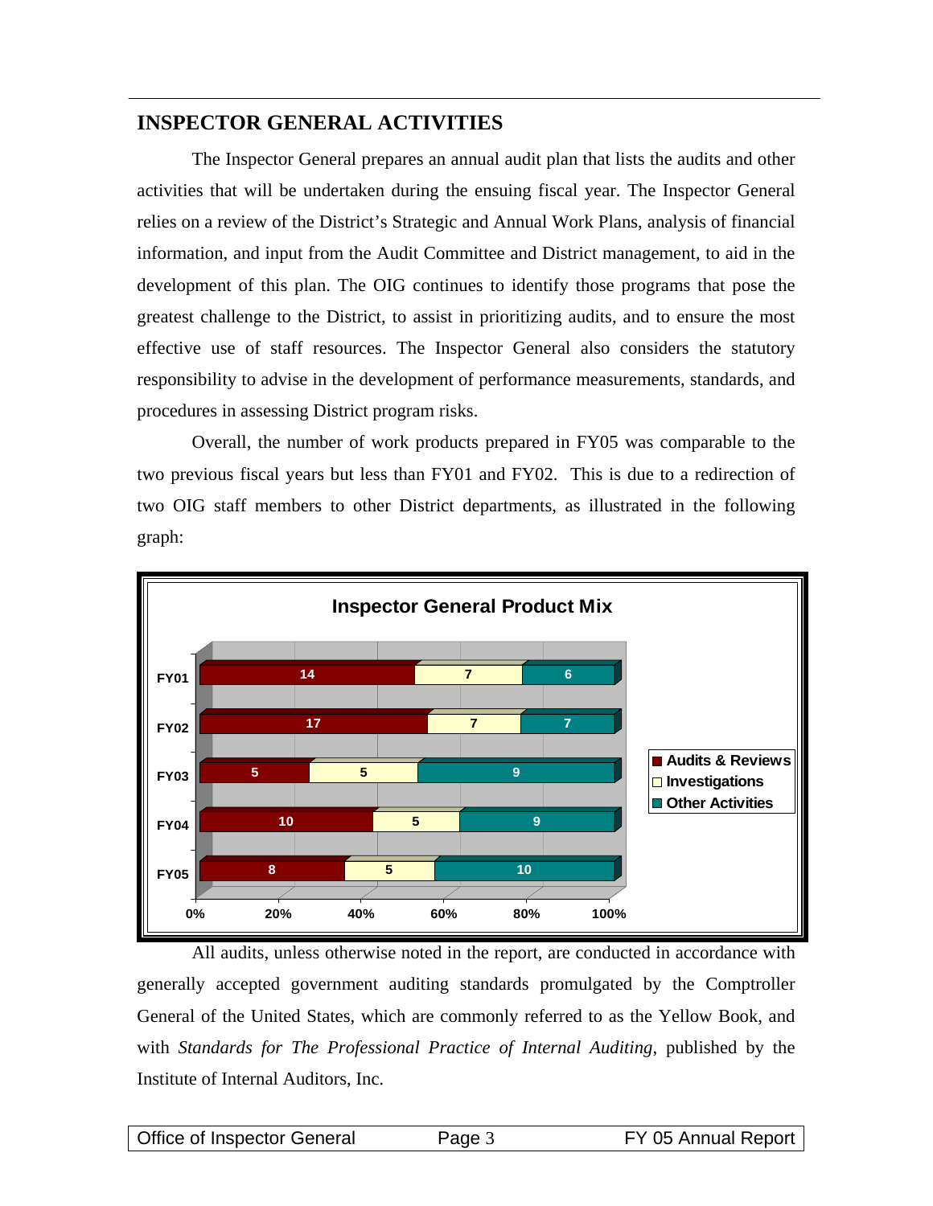## INSPECTOR GENERAL ACTIVITIES

The Inspector General prepares an annual audit plan that lists the audits and other activities that will be undertaken during the ensuing fiscal year. The Inspector General relies on a review of the District's Strategic and Annual Work Plans, analysis of financial information, and input from the Audit Committee and District management, to aid in the development of this plan. The OIG continues to identify those programs that pose the greatest challenge to the District, to assist in prioritizing audits, and to ensure the most effective use of staff resources. The Inspector General also considers the statutory responsibility to advise in the development of performance measurements, standards, and procedures in assessing District program risks.

Overall, the number of work products prepared in FY05 was comparable to the two previous fiscal years but less than FY01 and FY02. This is due to a redirection of two OIG staff members to other District departments, as illustrated in the following graph:

**Inspector General Product Mix**

| | Audits & Reviews | Investigations | Other Activities |
|---|---|---|---|
| FY01 | 14 | 7 | 6 |
| FY02 | 17 | 7 | 7 |
| FY03 | 5 | 5 | 9 |
| FY04 | 10 | 5 | 9 |
| FY05 | 8 | 5 | 10 |

All audits, unless otherwise noted in the report, are conducted in accordance with generally accepted government auditing standards promulgated by the Comptroller General of the United States, which are commonly referred to as the Yellow Book, and with *Standards for The Professional Practice of Internal Auditing*, published by the Institute of Internal Auditors, Inc.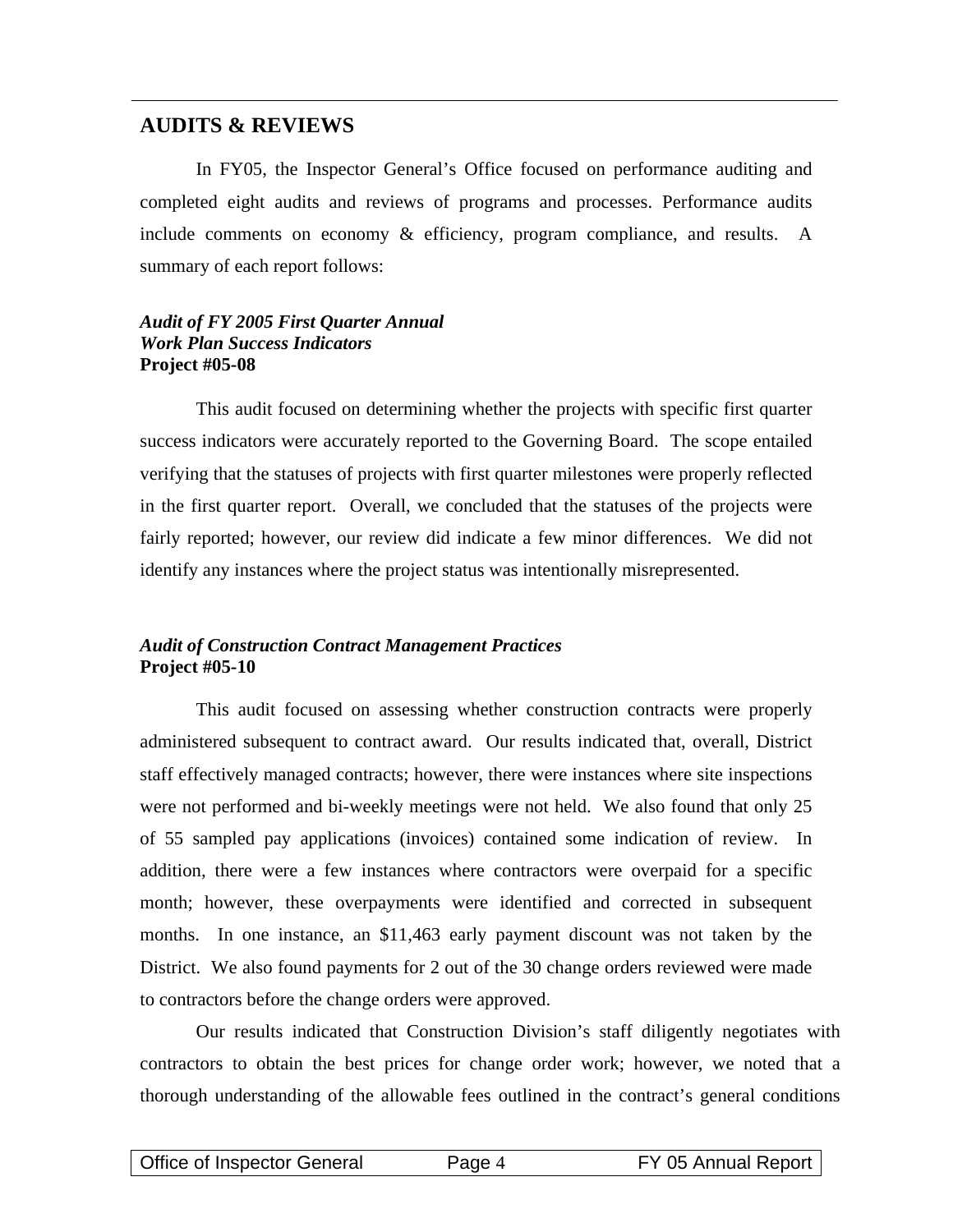## AUDITS & REVIEWS

In FY05, the Inspector General's Office focused on performance auditing and completed eight audits and reviews of programs and processes. Performance audits include comments on economy & efficiency, program compliance, and results. A summary of each report follows:

***Audit of FY 2005 First Quarter Annual Work Plan Success Indicators***
**Project #05-08**

This audit focused on determining whether the projects with specific first quarter success indicators were accurately reported to the Governing Board. The scope entailed verifying that the statuses of projects with first quarter milestones were properly reflected in the first quarter report. Overall, we concluded that the statuses of the projects were fairly reported; however, our review did indicate a few minor differences. We did not identify any instances where the project status was intentionally misrepresented.

***Audit of Construction Contract Management Practices***
**Project #05-10**

This audit focused on assessing whether construction contracts were properly administered subsequent to contract award. Our results indicated that, overall, District staff effectively managed contracts; however, there were instances where site inspections were not performed and bi-weekly meetings were not held. We also found that only 25 of 55 sampled pay applications (invoices) contained some indication of review. In addition, there were a few instances where contractors were overpaid for a specific month; however, these overpayments were identified and corrected in subsequent months. In one instance, an $11,463 early payment discount was not taken by the District. We also found payments for 2 out of the 30 change orders reviewed were made to contractors before the change orders were approved.

Our results indicated that Construction Division's staff diligently negotiates with contractors to obtain the best prices for change order work; however, we noted that a thorough understanding of the allowable fees outlined in the contract's general conditions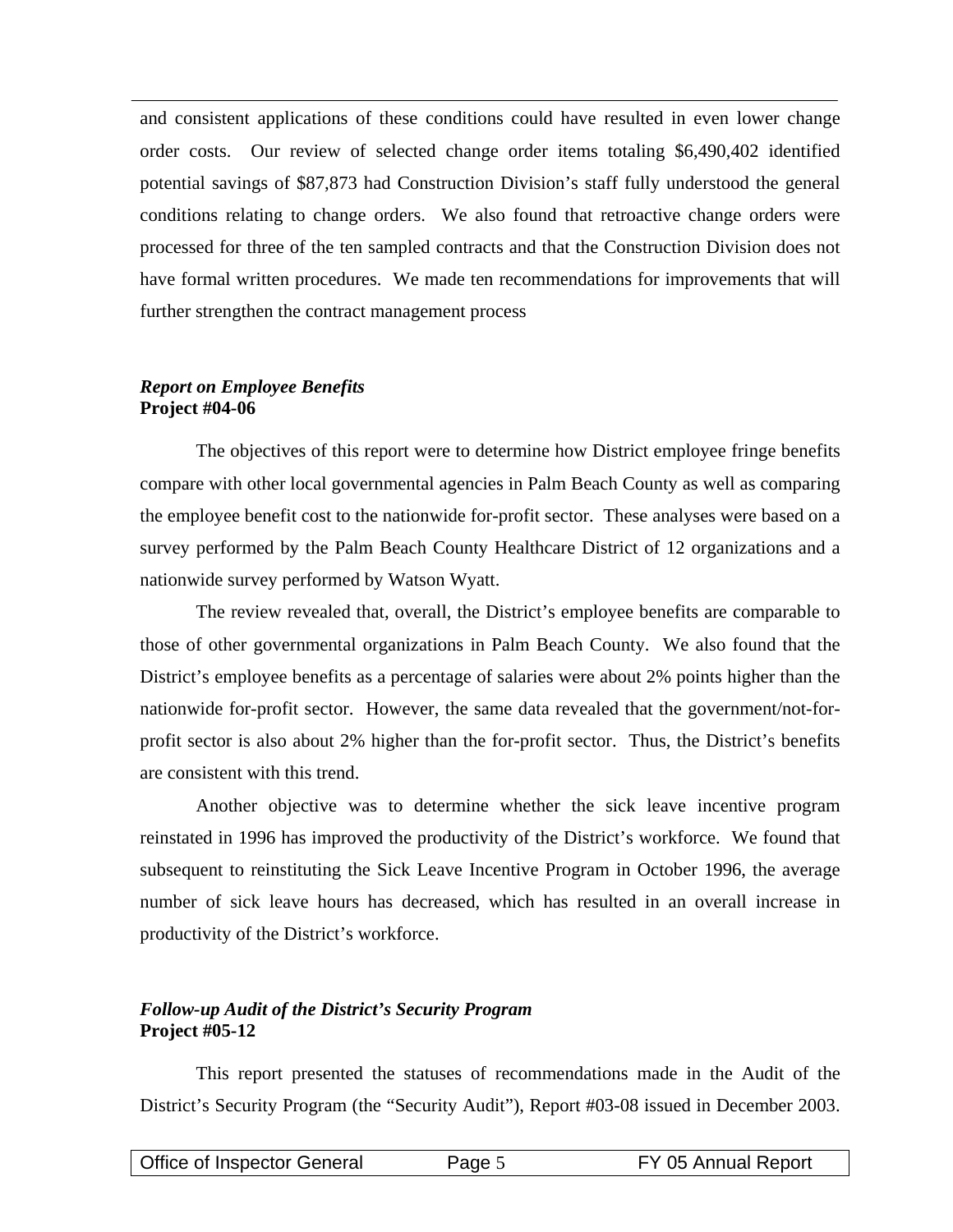and consistent applications of these conditions could have resulted in even lower change order costs. Our review of selected change order items totaling $6,490,402 identified potential savings of $87,873 had Construction Division's staff fully understood the general conditions relating to change orders. We also found that retroactive change orders were processed for three of the ten sampled contracts and that the Construction Division does not have formal written procedures. We made ten recommendations for improvements that will further strengthen the contract management process

***Report on Employee Benefits***
**Project #04-06**

The objectives of this report were to determine how District employee fringe benefits compare with other local governmental agencies in Palm Beach County as well as comparing the employee benefit cost to the nationwide for-profit sector. These analyses were based on a survey performed by the Palm Beach County Healthcare District of 12 organizations and a nationwide survey performed by Watson Wyatt.

The review revealed that, overall, the District's employee benefits are comparable to those of other governmental organizations in Palm Beach County. We also found that the District's employee benefits as a percentage of salaries were about 2% points higher than the nationwide for-profit sector. However, the same data revealed that the government/not-for-profit sector is also about 2% higher than the for-profit sector. Thus, the District's benefits are consistent with this trend.

Another objective was to determine whether the sick leave incentive program reinstated in 1996 has improved the productivity of the District's workforce. We found that subsequent to reinstituting the Sick Leave Incentive Program in October 1996, the average number of sick leave hours has decreased, which has resulted in an overall increase in productivity of the District's workforce.

***Follow-up Audit of the District's Security Program***
**Project #05-12**

This report presented the statuses of recommendations made in the Audit of the District's Security Program (the "Security Audit"), Report #03-08 issued in December 2003.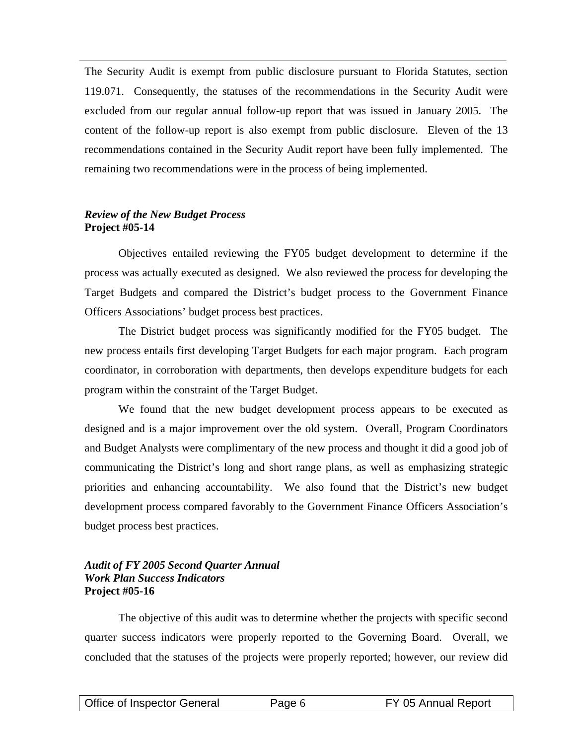The Security Audit is exempt from public disclosure pursuant to Florida Statutes, section 119.071. Consequently, the statuses of the recommendations in the Security Audit were excluded from our regular annual follow-up report that was issued in January 2005. The content of the follow-up report is also exempt from public disclosure. Eleven of the 13 recommendations contained in the Security Audit report have been fully implemented. The remaining two recommendations were in the process of being implemented.

***Review of the New Budget Process***
**Project #05-14**

Objectives entailed reviewing the FY05 budget development to determine if the process was actually executed as designed. We also reviewed the process for developing the Target Budgets and compared the District's budget process to the Government Finance Officers Associations' budget process best practices.

The District budget process was significantly modified for the FY05 budget. The new process entails first developing Target Budgets for each major program. Each program coordinator, in corroboration with departments, then develops expenditure budgets for each program within the constraint of the Target Budget.

We found that the new budget development process appears to be executed as designed and is a major improvement over the old system. Overall, Program Coordinators and Budget Analysts were complimentary of the new process and thought it did a good job of communicating the District's long and short range plans, as well as emphasizing strategic priorities and enhancing accountability. We also found that the District's new budget development process compared favorably to the Government Finance Officers Association's budget process best practices.

***Audit of FY 2005 Second Quarter Annual Work Plan Success Indicators***
**Project #05-16**

The objective of this audit was to determine whether the projects with specific second quarter success indicators were properly reported to the Governing Board. Overall, we concluded that the statuses of the projects were properly reported; however, our review did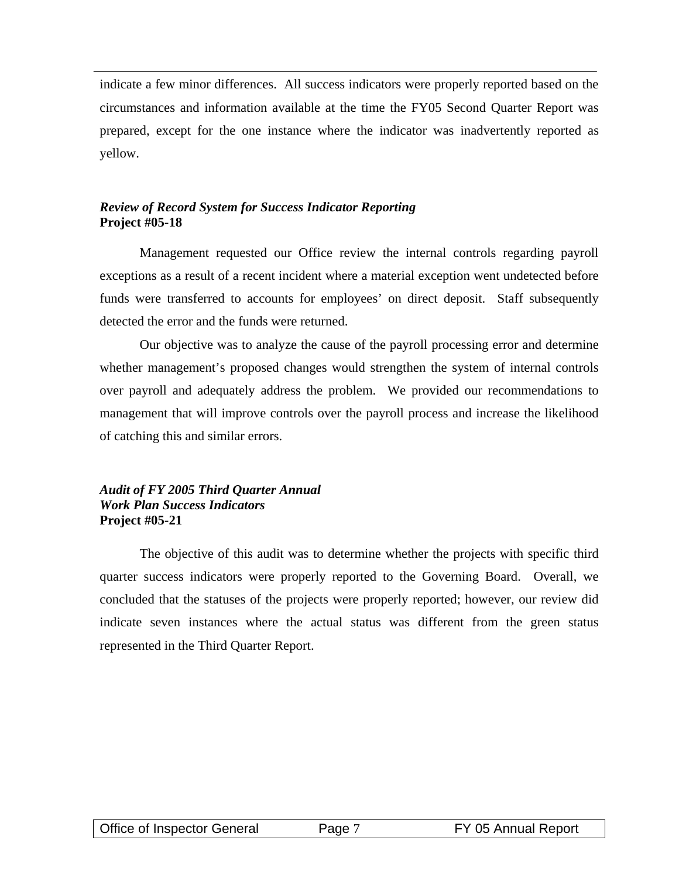indicate a few minor differences. All success indicators were properly reported based on the circumstances and information available at the time the FY05 Second Quarter Report was prepared, except for the one instance where the indicator was inadvertently reported as yellow.

***Review of Record System for Success Indicator Reporting***
**Project #05-18**

Management requested our Office review the internal controls regarding payroll exceptions as a result of a recent incident where a material exception went undetected before funds were transferred to accounts for employees' on direct deposit. Staff subsequently detected the error and the funds were returned.

Our objective was to analyze the cause of the payroll processing error and determine whether management's proposed changes would strengthen the system of internal controls over payroll and adequately address the problem. We provided our recommendations to management that will improve controls over the payroll process and increase the likelihood of catching this and similar errors.

***Audit of FY 2005 Third Quarter Annual Work Plan Success Indicators***
**Project #05-21**

The objective of this audit was to determine whether the projects with specific third quarter success indicators were properly reported to the Governing Board. Overall, we concluded that the statuses of the projects were properly reported; however, our review did indicate seven instances where the actual status was different from the green status represented in the Third Quarter Report.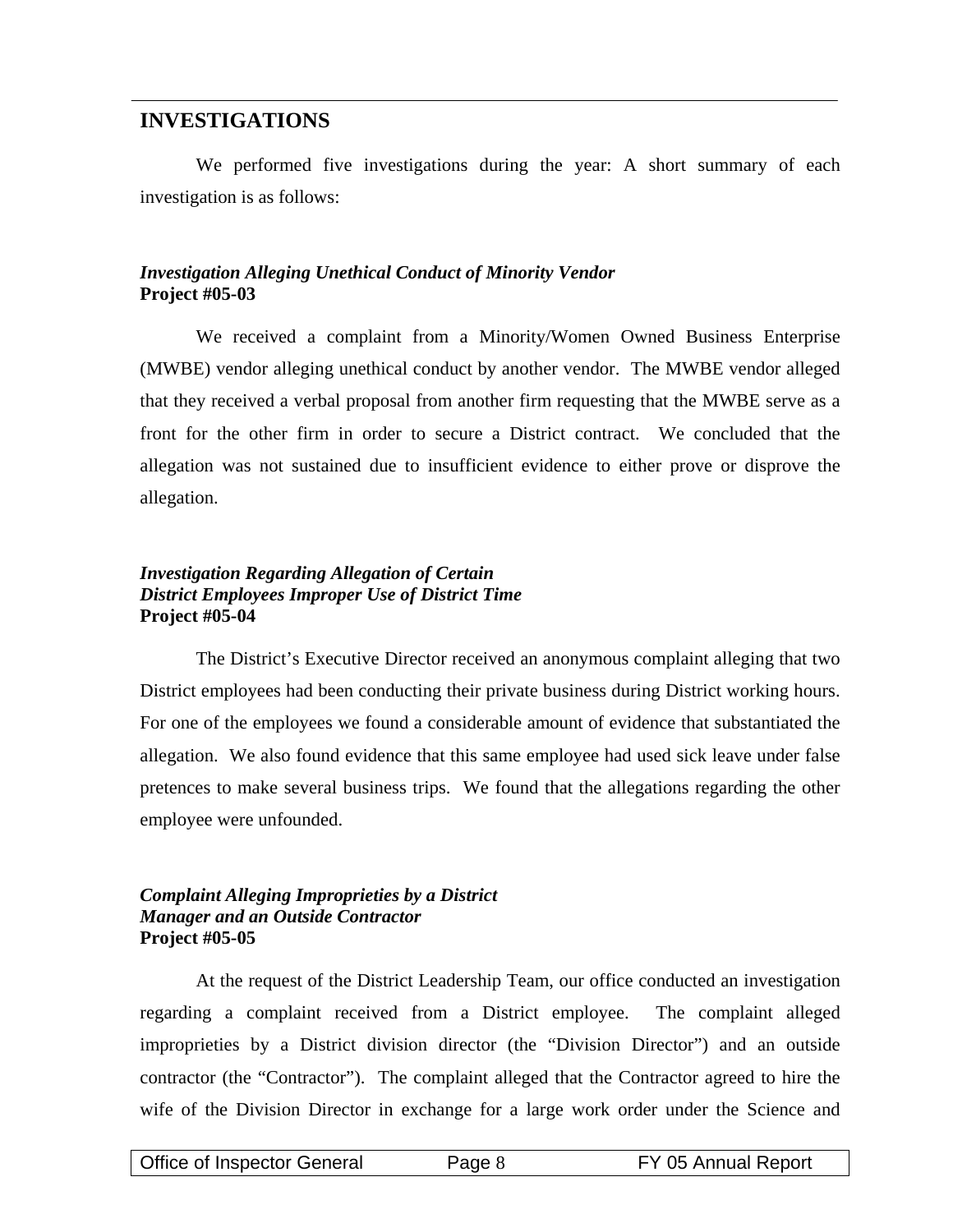## INVESTIGATIONS

We performed five investigations during the year: A short summary of each investigation is as follows:

***Investigation Alleging Unethical Conduct of Minority Vendor***
**Project #05-03**

We received a complaint from a Minority/Women Owned Business Enterprise (MWBE) vendor alleging unethical conduct by another vendor. The MWBE vendor alleged that they received a verbal proposal from another firm requesting that the MWBE serve as a front for the other firm in order to secure a District contract. We concluded that the allegation was not sustained due to insufficient evidence to either prove or disprove the allegation.

***Investigation Regarding Allegation of Certain District Employees Improper Use of District Time***
**Project #05-04**

The District's Executive Director received an anonymous complaint alleging that two District employees had been conducting their private business during District working hours. For one of the employees we found a considerable amount of evidence that substantiated the allegation. We also found evidence that this same employee had used sick leave under false pretences to make several business trips. We found that the allegations regarding the other employee were unfounded.

***Complaint Alleging Improprieties by a District Manager and an Outside Contractor***
**Project #05-05**

At the request of the District Leadership Team, our office conducted an investigation regarding a complaint received from a District employee. The complaint alleged improprieties by a District division director (the "Division Director") and an outside contractor (the "Contractor"). The complaint alleged that the Contractor agreed to hire the wife of the Division Director in exchange for a large work order under the Science and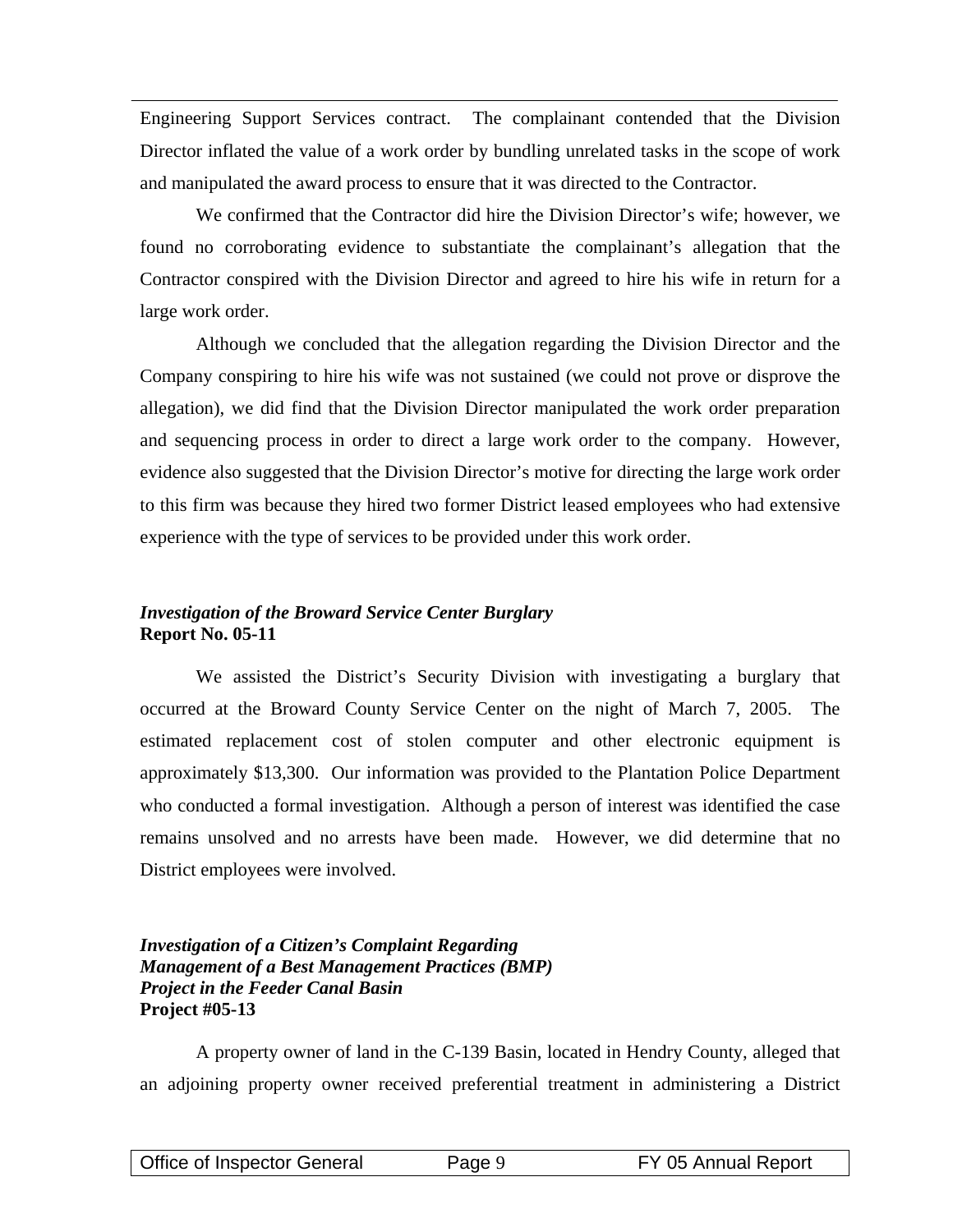Engineering Support Services contract. The complainant contended that the Division Director inflated the value of a work order by bundling unrelated tasks in the scope of work and manipulated the award process to ensure that it was directed to the Contractor.

We confirmed that the Contractor did hire the Division Director's wife; however, we found no corroborating evidence to substantiate the complainant's allegation that the Contractor conspired with the Division Director and agreed to hire his wife in return for a large work order.

Although we concluded that the allegation regarding the Division Director and the Company conspiring to hire his wife was not sustained (we could not prove or disprove the allegation), we did find that the Division Director manipulated the work order preparation and sequencing process in order to direct a large work order to the company. However, evidence also suggested that the Division Director's motive for directing the large work order to this firm was because they hired two former District leased employees who had extensive experience with the type of services to be provided under this work order.

***Investigation of the Broward Service Center Burglary***
**Report No. 05-11**

We assisted the District's Security Division with investigating a burglary that occurred at the Broward County Service Center on the night of March 7, 2005. The estimated replacement cost of stolen computer and other electronic equipment is approximately $13,300. Our information was provided to the Plantation Police Department who conducted a formal investigation. Although a person of interest was identified the case remains unsolved and no arrests have been made. However, we did determine that no District employees were involved.

***Investigation of a Citizen's Complaint Regarding Management of a Best Management Practices (BMP) Project in the Feeder Canal Basin***
**Project #05-13**

A property owner of land in the C-139 Basin, located in Hendry County, alleged that an adjoining property owner received preferential treatment in administering a District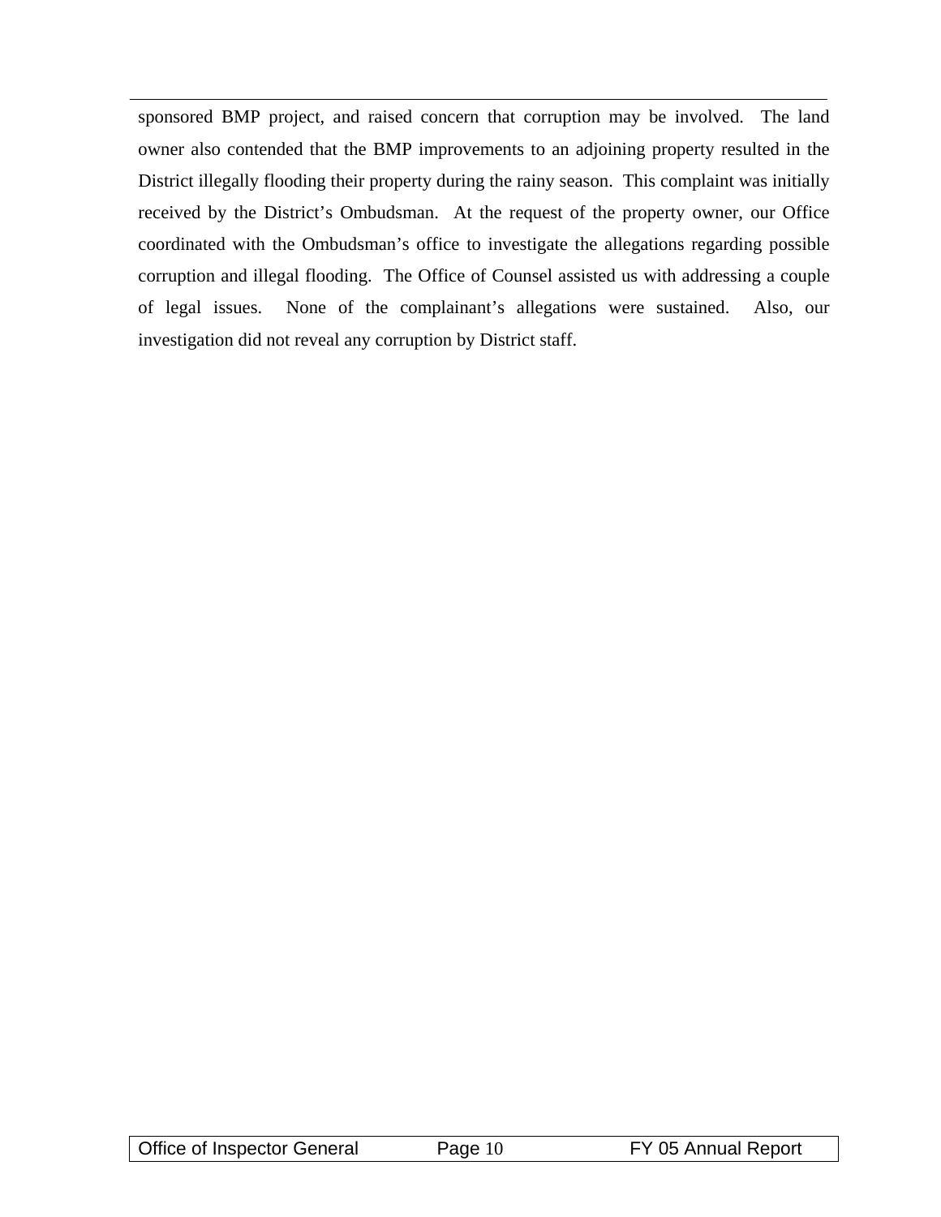sponsored BMP project, and raised concern that corruption may be involved. The land owner also contended that the BMP improvements to an adjoining property resulted in the District illegally flooding their property during the rainy season. This complaint was initially received by the District's Ombudsman. At the request of the property owner, our Office coordinated with the Ombudsman's office to investigate the allegations regarding possible corruption and illegal flooding. The Office of Counsel assisted us with addressing a couple of legal issues. None of the complainant's allegations were sustained. Also, our investigation did not reveal any corruption by District staff.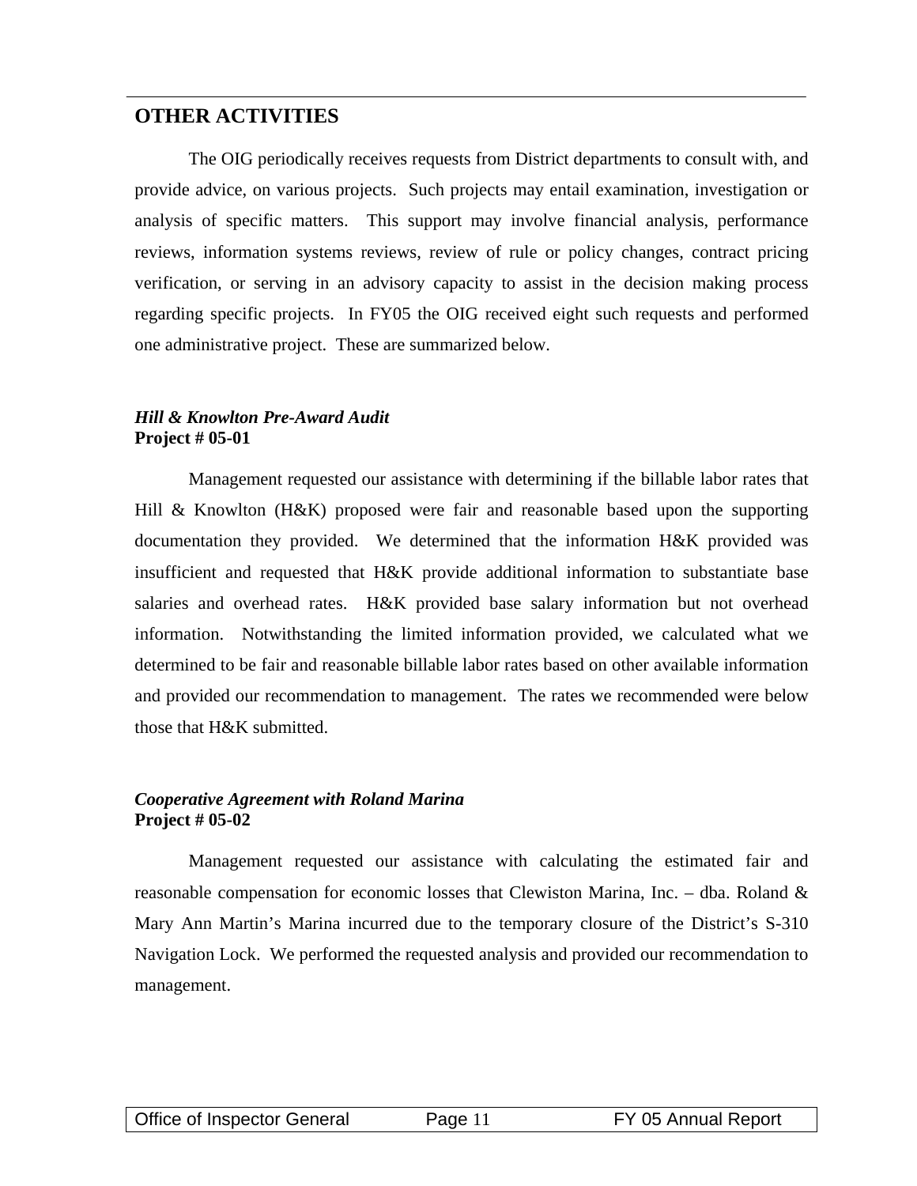## OTHER ACTIVITIES

The OIG periodically receives requests from District departments to consult with, and provide advice, on various projects. Such projects may entail examination, investigation or analysis of specific matters. This support may involve financial analysis, performance reviews, information systems reviews, review of rule or policy changes, contract pricing verification, or serving in an advisory capacity to assist in the decision making process regarding specific projects. In FY05 the OIG received eight such requests and performed one administrative project. These are summarized below.

***Hill & Knowlton Pre-Award Audit***
**Project # 05-01**

Management requested our assistance with determining if the billable labor rates that Hill & Knowlton (H&K) proposed were fair and reasonable based upon the supporting documentation they provided. We determined that the information H&K provided was insufficient and requested that H&K provide additional information to substantiate base salaries and overhead rates. H&K provided base salary information but not overhead information. Notwithstanding the limited information provided, we calculated what we determined to be fair and reasonable billable labor rates based on other available information and provided our recommendation to management. The rates we recommended were below those that H&K submitted.

***Cooperative Agreement with Roland Marina***
**Project # 05-02**

Management requested our assistance with calculating the estimated fair and reasonable compensation for economic losses that Clewiston Marina, Inc. – dba. Roland & Mary Ann Martin's Marina incurred due to the temporary closure of the District's S-310 Navigation Lock. We performed the requested analysis and provided our recommendation to management.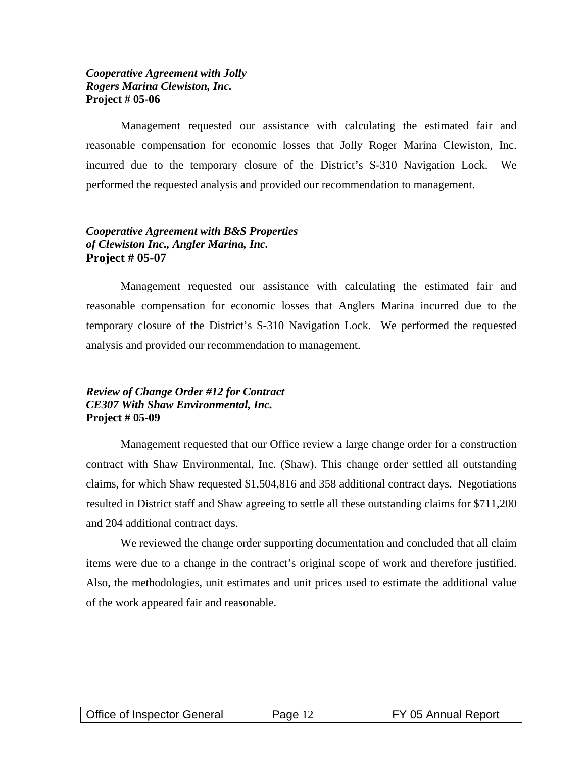***Cooperative Agreement with Jolly Rogers Marina Clewiston, Inc.***
**Project # 05-06**

Management requested our assistance with calculating the estimated fair and reasonable compensation for economic losses that Jolly Roger Marina Clewiston, Inc. incurred due to the temporary closure of the District's S-310 Navigation Lock. We performed the requested analysis and provided our recommendation to management.

***Cooperative Agreement with B&S Properties of Clewiston Inc., Angler Marina, Inc.***
**Project # 05-07**

Management requested our assistance with calculating the estimated fair and reasonable compensation for economic losses that Anglers Marina incurred due to the temporary closure of the District's S-310 Navigation Lock. We performed the requested analysis and provided our recommendation to management.

***Review of Change Order #12 for Contract CE307 With Shaw Environmental, Inc.***
**Project # 05-09**

Management requested that our Office review a large change order for a construction contract with Shaw Environmental, Inc. (Shaw). This change order settled all outstanding claims, for which Shaw requested $1,504,816 and 358 additional contract days. Negotiations resulted in District staff and Shaw agreeing to settle all these outstanding claims for $711,200 and 204 additional contract days.

We reviewed the change order supporting documentation and concluded that all claim items were due to a change in the contract's original scope of work and therefore justified. Also, the methodologies, unit estimates and unit prices used to estimate the additional value of the work appeared fair and reasonable.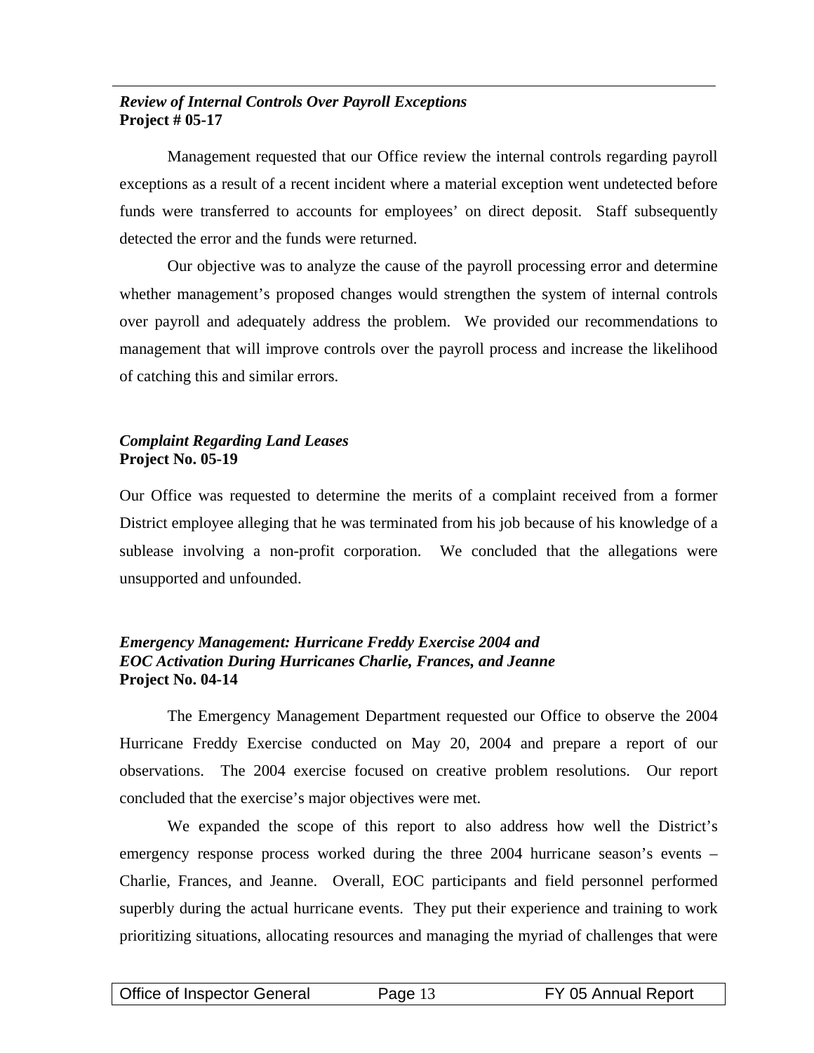***Review of Internal Controls Over Payroll Exceptions***
**Project # 05-17**

Management requested that our Office review the internal controls regarding payroll exceptions as a result of a recent incident where a material exception went undetected before funds were transferred to accounts for employees' on direct deposit. Staff subsequently detected the error and the funds were returned.

Our objective was to analyze the cause of the payroll processing error and determine whether management's proposed changes would strengthen the system of internal controls over payroll and adequately address the problem. We provided our recommendations to management that will improve controls over the payroll process and increase the likelihood of catching this and similar errors.

***Complaint Regarding Land Leases***
**Project No. 05-19**

Our Office was requested to determine the merits of a complaint received from a former District employee alleging that he was terminated from his job because of his knowledge of a sublease involving a non-profit corporation. We concluded that the allegations were unsupported and unfounded.

***Emergency Management: Hurricane Freddy Exercise 2004 and EOC Activation During Hurricanes Charlie, Frances, and Jeanne***
**Project No. 04-14**

The Emergency Management Department requested our Office to observe the 2004 Hurricane Freddy Exercise conducted on May 20, 2004 and prepare a report of our observations. The 2004 exercise focused on creative problem resolutions. Our report concluded that the exercise's major objectives were met.

We expanded the scope of this report to also address how well the District's emergency response process worked during the three 2004 hurricane season's events – Charlie, Frances, and Jeanne. Overall, EOC participants and field personnel performed superbly during the actual hurricane events. They put their experience and training to work prioritizing situations, allocating resources and managing the myriad of challenges that were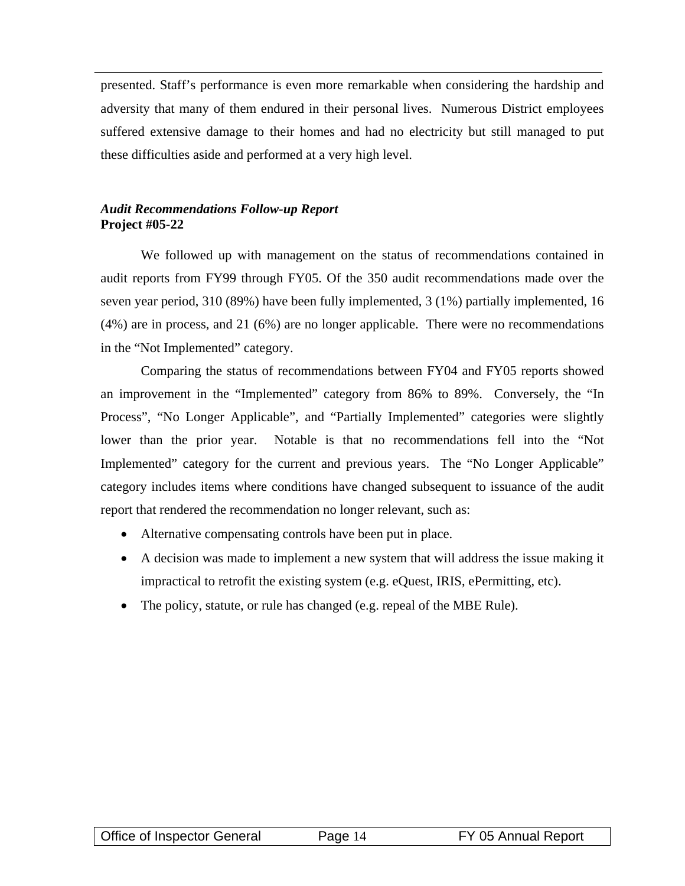presented. Staff's performance is even more remarkable when considering the hardship and adversity that many of them endured in their personal lives. Numerous District employees suffered extensive damage to their homes and had no electricity but still managed to put these difficulties aside and performed at a very high level.

***Audit Recommendations Follow-up Report***
**Project #05-22**

We followed up with management on the status of recommendations contained in audit reports from FY99 through FY05. Of the 350 audit recommendations made over the seven year period, 310 (89%) have been fully implemented, 3 (1%) partially implemented, 16 (4%) are in process, and 21 (6%) are no longer applicable. There were no recommendations in the "Not Implemented" category.

Comparing the status of recommendations between FY04 and FY05 reports showed an improvement in the "Implemented" category from 86% to 89%. Conversely, the "In Process", "No Longer Applicable", and "Partially Implemented" categories were slightly lower than the prior year. Notable is that no recommendations fell into the "Not Implemented" category for the current and previous years. The "No Longer Applicable" category includes items where conditions have changed subsequent to issuance of the audit report that rendered the recommendation no longer relevant, such as:

- Alternative compensating controls have been put in place.
- A decision was made to implement a new system that will address the issue making it impractical to retrofit the existing system (e.g. eQuest, IRIS, ePermitting, etc).
- The policy, statute, or rule has changed (e.g. repeal of the MBE Rule).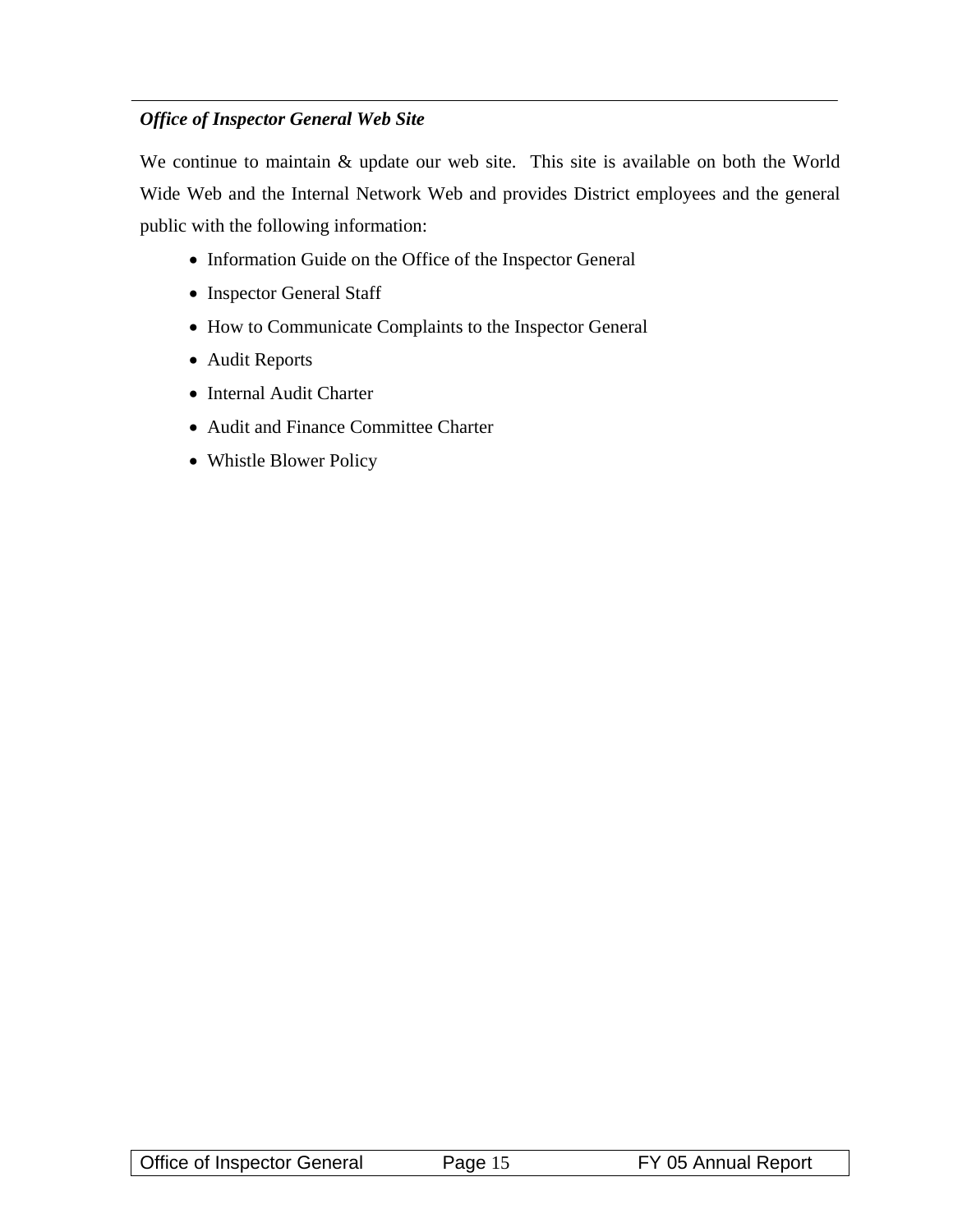***Office of Inspector General Web Site***

We continue to maintain & update our web site. This site is available on both the World Wide Web and the Internal Network Web and provides District employees and the general public with the following information:

- Information Guide on the Office of the Inspector General
- Inspector General Staff
- How to Communicate Complaints to the Inspector General
- Audit Reports
- Internal Audit Charter
- Audit and Finance Committee Charter
- Whistle Blower Policy